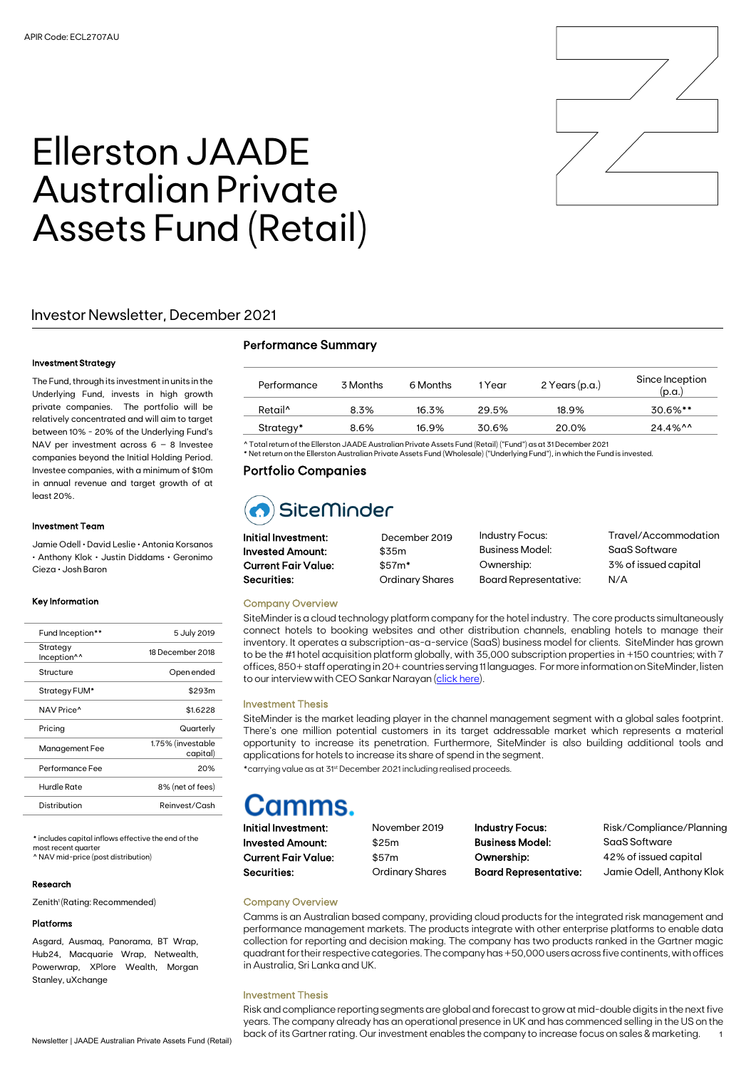APIR Code: ECL2707AU

# Ellerston JAADE Australian Private Assets Fund (Retail)

## Investor Newsletter, December 2021

### Investment Strategy

The Fund, through its investment in units in the Underlying Fund, invests in high growth private companies. The portfolio will be relatively concentrated and will aim to target between 10% - 20% of the Underlying Fund's NAV per investment across 6 – 8 Investee companies beyond the Initial Holding Period. Investee companies, with a minimum of $10m in annual revenue and target growth of at least 20%.

### Investment Team

Jamie Odell • David Leslie • Antonia Korsanos • Anthony Klok • Justin Diddams • Geronimo Cieza • Josh Baron

### Key Information

| | |
|---|---|
| Fund Inception** | 5 July 2019 |
| Strategy Inception^^ | 18 December 2018 |
| Structure | Open ended |
| Strategy FUM* | $293m |
| NAV Price^ | $1.6228 |
| Pricing | Quarterly |
| Management Fee | 1.75% (investable capital) |
| Performance Fee | 20% |
| Hurdle Rate | 8% (net of fees) |
| Distribution | Reinvest/Cash |

* includes capital inflows effective the end of the most recent quarter
^ NAV mid-price (post distribution)

### Research

Zenith[1] (Rating: Recommended)

### Platforms

Asgard, Ausmaq, Panorama, BT Wrap, Hub24, Macquarie Wrap, Netwealth, Powerwrap, XPlore Wealth, Morgan Stanley, uXchange

## Performance Summary

| Performance | 3 Months | 6 Months | 1 Year | 2 Years (p.a.) | Since Inception (p.a.) |
|---|---|---|---|---|---|
| Retail^ | 8.3% | 16.3% | 29.5% | 18.9% | 30.6%** |
| Strategy* | 8.6% | 16.9% | 30.6% | 20.0% | 24.4%^^ |

^ Total return of the Ellerston JAADE Australian Private Assets Fund (Retail) ("Fund") as at 31 December 2021
* Net return on the Ellerston Australian Private Assets Fund (Wholesale) ("Underlying Fund"), in which the Fund is invested.

## Portfolio Companies

### SiteMinder

| | | | |
|---|---|---|---|
| **Initial Investment:** | December 2019 | Industry Focus: | Travel/Accommodation |
| **Invested Amount:** | $35m | Business Model: | SaaS Software |
| **Current Fair Value:** | $57m* | Ownership: | 3% of issued capital |
| **Securities:** | Ordinary Shares | Board Representative: | N/A |

#### Company Overview

SiteMinder is a cloud technology platform company for the hotel industry. The core products simultaneously connect hotels to booking websites and other distribution channels, enabling hotels to manage their inventory. It operates a subscription-as-a-service (SaaS) business model for clients. SiteMinder has grown to be the #1 hotel acquisition platform globally, with 35,000 subscription properties in +150 countries; with 7 offices, 850+ staff operating in 20+ countries serving 11 languages. For more information on SiteMinder, listen to our interview with CEO Sankar Narayan (click here).

#### Investment Thesis

SiteMinder is the market leading player in the channel management segment with a global sales footprint. There's one million potential customers in its target addressable market which represents a material opportunity to increase its penetration. Furthermore, SiteMinder is also building additional tools and applications for hotels to increase its share of spend in the segment.

*carrying value as at 31st December 2021 including realised proceeds.

### Camms.

| | | | |
|---|---|---|---|
| **Initial Investment:** | November 2019 | **Industry Focus:** | Risk/Compliance/Planning |
| **Invested Amount:** | $25m | **Business Model:** | SaaS Software |
| **Current Fair Value:** | $57m | **Ownership:** | 42% of issued capital |
| **Securities:** | Ordinary Shares | **Board Representative:** | Jamie Odell, Anthony Klok |

#### Company Overview

Camms is an Australian based company, providing cloud products for the integrated risk management and performance management markets. The products integrate with other enterprise platforms to enable data collection for reporting and decision making. The company has two products ranked in the Gartner magic quadrant for their respective categories. The company has +50,000 users across five continents, with offices in Australia, Sri Lanka and UK.

#### Investment Thesis

Risk and compliance reporting segments are global and forecast to grow at mid-double digits in the next five years. The company already has an operational presence in UK and has commenced selling in the US on the back of its Gartner rating. Our investment enables the company to increase focus on sales & marketing.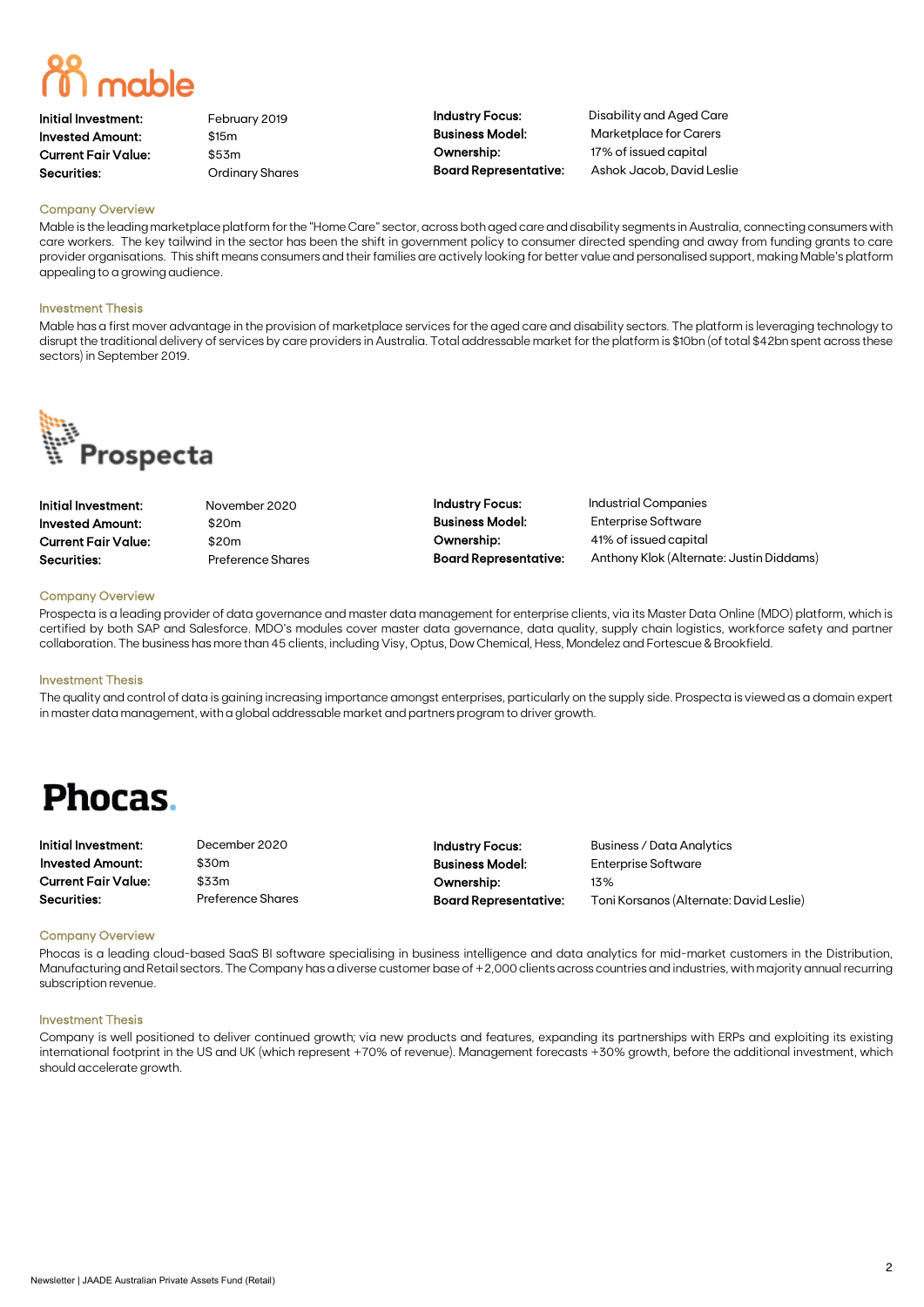# mable

| | | | |
|---|---|---|---|
| **Initial Investment:** | February 2019 | **Industry Focus:** | Disability and Aged Care |
| **Invested Amount:** | $15m | **Business Model:** | Marketplace for Carers |
| **Current Fair Value:** | $53m | **Ownership:** | 17% of issued capital |
| **Securities:** | Ordinary Shares | **Board Representative:** | Ashok Jacob, David Leslie |

### Company Overview

Mable is the leading marketplace platform for the "Home Care" sector, across both aged care and disability segments in Australia, connecting consumers with care workers. The key tailwind in the sector has been the shift in government policy to consumer directed spending and away from funding grants to care provider organisations. This shift means consumers and their families are actively looking for better value and personalised support, making Mable's platform appealing to a growing audience.

### Investment Thesis

Mable has a first mover advantage in the provision of marketplace services for the aged care and disability sectors. The platform is leveraging technology to disrupt the traditional delivery of services by care providers in Australia. Total addressable market for the platform is $10bn (of total $42bn spent across these sectors) in September 2019.

# Prospecta

| | | | |
|---|---|---|---|
| **Initial Investment:** | November 2020 | **Industry Focus:** | Industrial Companies |
| **Invested Amount:** | $20m | **Business Model:** | Enterprise Software |
| **Current Fair Value:** | $20m | **Ownership:** | 41% of issued capital |
| **Securities:** | Preference Shares | **Board Representative:** | Anthony Klok (Alternate: Justin Diddams) |

### Company Overview

Prospecta is a leading provider of data governance and master data management for enterprise clients, via its Master Data Online (MDO) platform, which is certified by both SAP and Salesforce. MDO's modules cover master data governance, data quality, supply chain logistics, workforce safety and partner collaboration. The business has more than 45 clients, including Visy, Optus, Dow Chemical, Hess, Mondelez and Fortescue & Brookfield.

### Investment Thesis

The quality and control of data is gaining increasing importance amongst enterprises, particularly on the supply side. Prospecta is viewed as a domain expert in master data management, with a global addressable market and partners program to driver growth.

# Phocas.

| | | | |
|---|---|---|---|
| **Initial Investment:** | December 2020 | **Industry Focus:** | Business / Data Analytics |
| **Invested Amount:** | $30m | **Business Model:** | Enterprise Software |
| **Current Fair Value:** | $33m | **Ownership:** | 13% |
| **Securities:** | Preference Shares | **Board Representative:** | Toni Korsanos (Alternate: David Leslie) |

### Company Overview

Phocas is a leading cloud-based SaaS BI software specialising in business intelligence and data analytics for mid-market customers in the Distribution, Manufacturing and Retail sectors. The Company has a diverse customer base of +2,000 clients across countries and industries, with majority annual recurring subscription revenue.

### Investment Thesis

Company is well positioned to deliver continued growth; via new products and features, expanding its partnerships with ERPs and exploiting its existing international footprint in the US and UK (which represent +70% of revenue). Management forecasts +30% growth, before the additional investment, which should accelerate growth.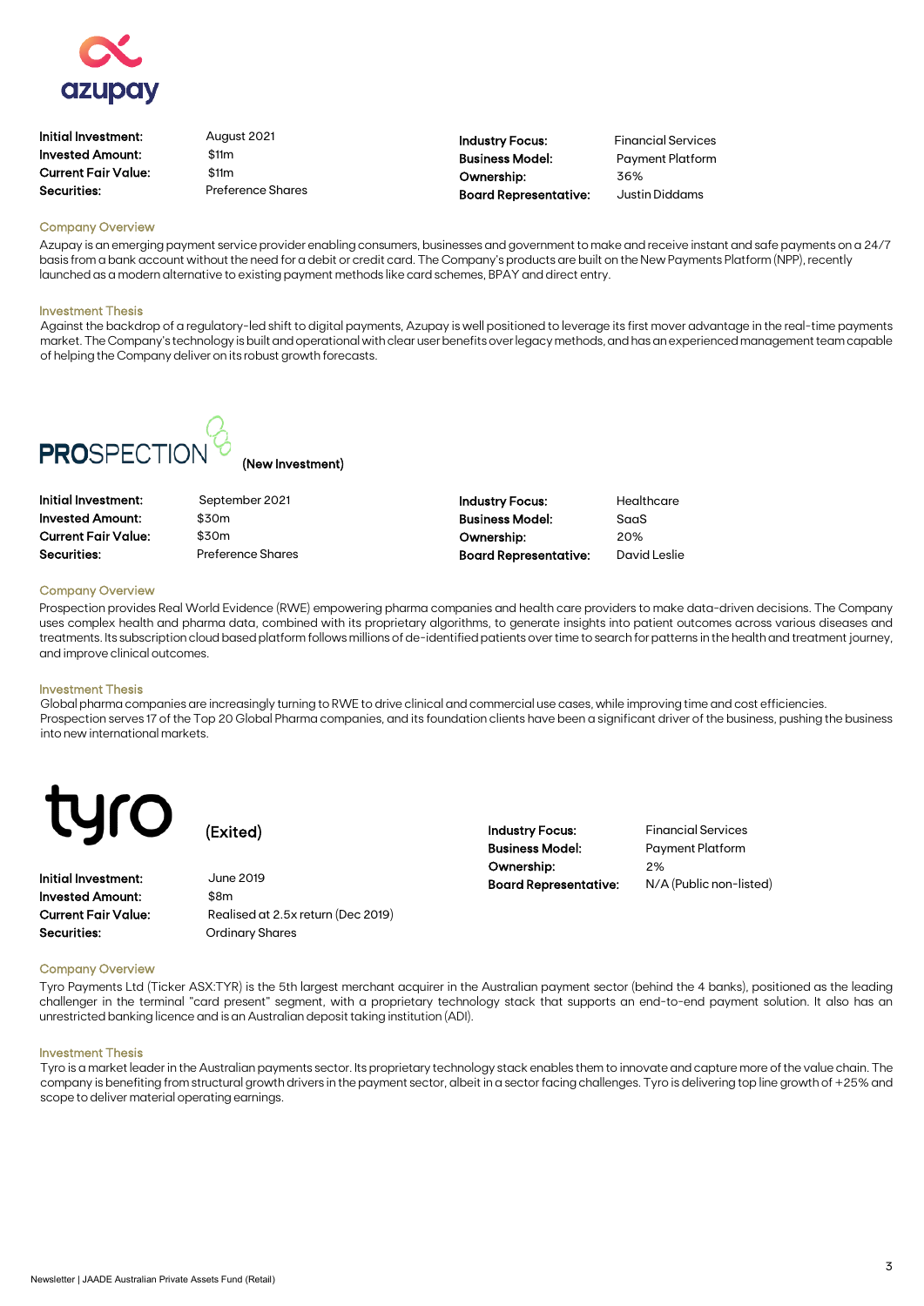## azupay

| | | | |
|---|---|---|---|
| **Initial Investment:** | August 2021 | **Industry Focus:** | Financial Services |
| **Invested Amount:** | $11m | **Business Model:** | Payment Platform |
| **Current Fair Value:** | $11m | **Ownership:** | 36% |
| **Securities:** | Preference Shares | **Board Representative:** | Justin Diddams |

### Company Overview

Azupay is an emerging payment service provider enabling consumers, businesses and government to make and receive instant and safe payments on a 24/7 basis from a bank account without the need for a debit or credit card. The Company's products are built on the New Payments Platform (NPP), recently launched as a modern alternative to existing payment methods like card schemes, BPAY and direct entry.

### Investment Thesis

Against the backdrop of a regulatory-led shift to digital payments, Azupay is well positioned to leverage its first mover advantage in the real-time payments market. The Company's technology is built and operational with clear user benefits over legacy methods, and has an experienced management team capable of helping the Company deliver on its robust growth forecasts.

## PROSPECTION (New Investment)

| | | | |
|---|---|---|---|
| **Initial Investment:** | September 2021 | **Industry Focus:** | Healthcare |
| **Invested Amount:** | $30m | **Business Model:** | SaaS |
| **Current Fair Value:** | $30m | **Ownership:** | 20% |
| **Securities:** | Preference Shares | **Board Representative:** | David Leslie |

### Company Overview

Prospection provides Real World Evidence (RWE) empowering pharma companies and health care providers to make data-driven decisions. The Company uses complex health and pharma data, combined with its proprietary algorithms, to generate insights into patient outcomes across various diseases and treatments. Its subscription cloud based platform follows millions of de-identified patients over time to search for patterns in the health and treatment journey, and improve clinical outcomes.

### Investment Thesis

Global pharma companies are increasingly turning to RWE to drive clinical and commercial use cases, while improving time and cost efficiencies. Prospection serves 17 of the Top 20 Global Pharma companies, and its foundation clients have been a significant driver of the business, pushing the business into new international markets.

## tyro (Exited)

| | | | |
|---|---|---|---|
| **Initial Investment:** | June 2019 | **Industry Focus:** | Financial Services |
| **Invested Amount:** | $8m | **Business Model:** | Payment Platform |
| **Current Fair Value:** | Realised at 2.5x return (Dec 2019) | **Ownership:** | 2% |
| **Securities:** | Ordinary Shares | **Board Representative:** | N/A (Public non-listed) |

### Company Overview

Tyro Payments Ltd (Ticker ASX:TYR) is the 5th largest merchant acquirer in the Australian payment sector (behind the 4 banks), positioned as the leading challenger in the terminal "card present" segment, with a proprietary technology stack that supports an end-to-end payment solution. It also has an unrestricted banking licence and is an Australian deposit taking institution (ADI).

### Investment Thesis

Tyro is a market leader in the Australian payments sector. Its proprietary technology stack enables them to innovate and capture more of the value chain. The company is benefiting from structural growth drivers in the payment sector, albeit in a sector facing challenges. Tyro is delivering top line growth of +25% and scope to deliver material operating earnings.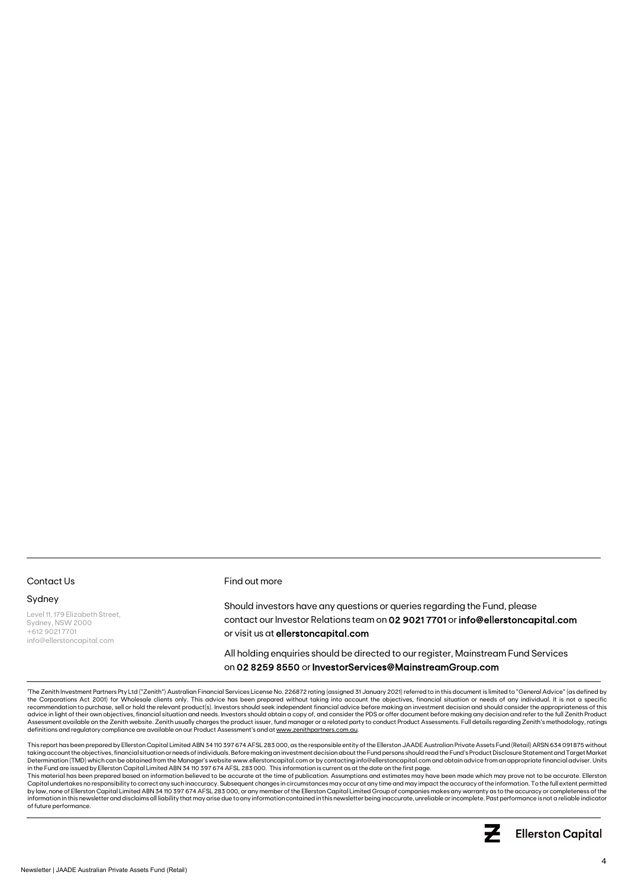Contact Us

Sydney

Level 11, 179 Elizabeth Street,
Sydney, NSW 2000
+612 9021 7701
info@ellerstoncapital.com

Find out more

Should investors have any questions or queries regarding the Fund, please contact our Investor Relations team on **02 9021 7701** or **info@ellerstoncapital.com** or visit us at **ellerstoncapital.com**

All holding enquiries should be directed to our register, Mainstream Fund Services on **02 8259 8550** or **InvestorServices@MainstreamGroup.com**

[1]The Zenith Investment Partners Pty Ltd ("Zenith") Australian Financial Services License No. 226872 rating (assigned 31 January 2021) referred to in this document is limited to "General Advice" (as defined by the Corporations Act 2001) for Wholesale clients only. This advice has been prepared without taking into account the objectives, financial situation or needs of any individual. It is not a specific recommendation to purchase, sell or hold the relevant product(s). Investors should seek independent financial advice before making an investment decision and should consider the appropriateness of this advice in light of their own objectives, financial situation and needs. Investors should obtain a copy of, and consider the PDS or offer document before making any decision and refer to the full Zenith Product Assessment available on the Zenith website. Zenith usually charges the product issuer, fund manager or a related party to conduct Product Assessments. Full details regarding Zenith's methodology, ratings definitions and regulatory compliance are available on our Product Assessment's and at www.zenithpartners.com.au.

This report has been prepared by Ellerston Capital Limited ABN 34 110 397 674 AFSL 283 000, as the responsible entity of the Ellerston JAADE Australian Private Assets Fund (Retail) ARSN 634 091 875 without taking account the objectives, financial situation or needs of individuals. Before making an investment decision about the Fund persons should read the Fund's Product Disclosure Statement and Target Market Determination (TMD) which can be obtained from the Manager's website www.ellerstoncapital.com or by contacting info@ellerstoncapital.com and obtain advice from an appropriate financial adviser. Units in the Fund are issued by Ellerston Capital Limited ABN 34 110 397 674 AFSL 283 000. This information is current as at the date on the first page.
This material has been prepared based on information believed to be accurate at the time of publication. Assumptions and estimates may have been made which may prove not to be accurate. Ellerston Capital undertakes no responsibility to correct any such inaccuracy. Subsequent changes in circumstances may occur at any time and may impact the accuracy of the information. To the full extent permitted by law, none of Ellerston Capital Limited ABN 34 110 397 674 AFSL 283 000, or any member of the Ellerston Capital Limited Group of companies makes any warranty as to the accuracy or completeness of the information in this newsletter and disclaims all liability that may arise due to any information contained in this newsletter being inaccurate, unreliable or incomplete. Past performance is not a reliable indicator of future performance.

Ellerston Capital